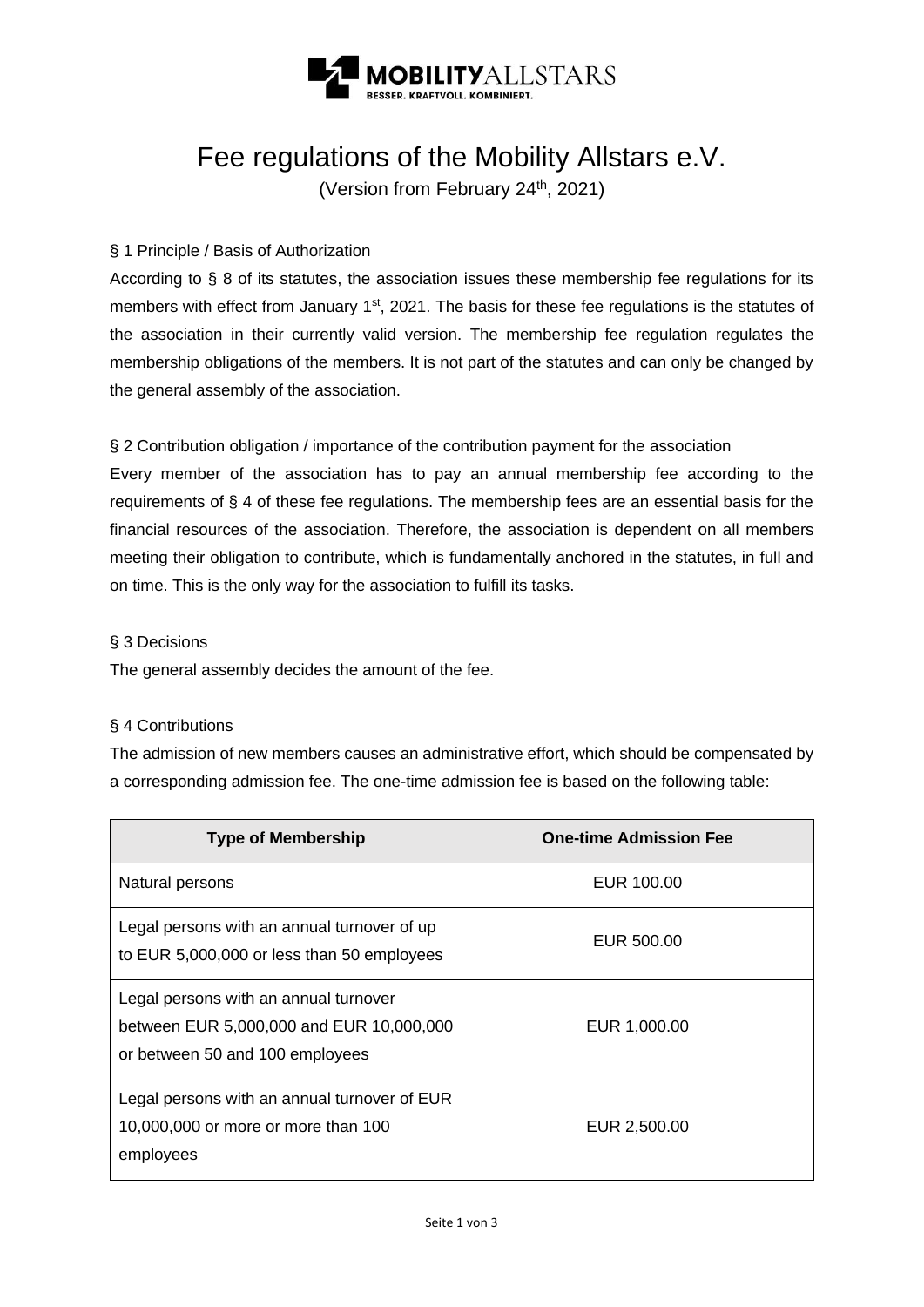# Fee regulations of the Mobility Allstars e.V.

(Version from February 24th, 2021)

§ 1 Principle / Basis of Authorization

According to § 8 of its statutes, the association issues these membership fee regulations for its members with effect from January 1st, 2021. The basis for these fee regulations is the statutes of the association in their currently valid version. The membership fee regulation regulates the membership obligations of the members. It is not part of the statutes and can only be changed by the general assembly of the association.

§ 2 Contribution obligation / importance of the contribution payment for the association

Every member of the association has to pay an annual membership fee according to the requirements of § 4 of these fee regulations. The membership fees are an essential basis for the financial resources of the association. Therefore, the association is dependent on all members meeting their obligation to contribute, which is fundamentally anchored in the statutes, in full and on time. This is the only way for the association to fulfill its tasks.

§ 3 Decisions

The general assembly decides the amount of the fee.

§ 4 Contributions

The admission of new members causes an administrative effort, which should be compensated by a corresponding admission fee. The one-time admission fee is based on the following table:

| Type of Membership | One-time Admission Fee |
|---|---|
| Natural persons | EUR 100.00 |
| Legal persons with an annual turnover of up to EUR 5,000,000 or less than 50 employees | EUR 500.00 |
| Legal persons with an annual turnover between EUR 5,000,000 and EUR 10,000,000 or between 50 and 100 employees | EUR 1,000.00 |
| Legal persons with an annual turnover of EUR 10,000,000 or more or more than 100 employees | EUR 2,500.00 |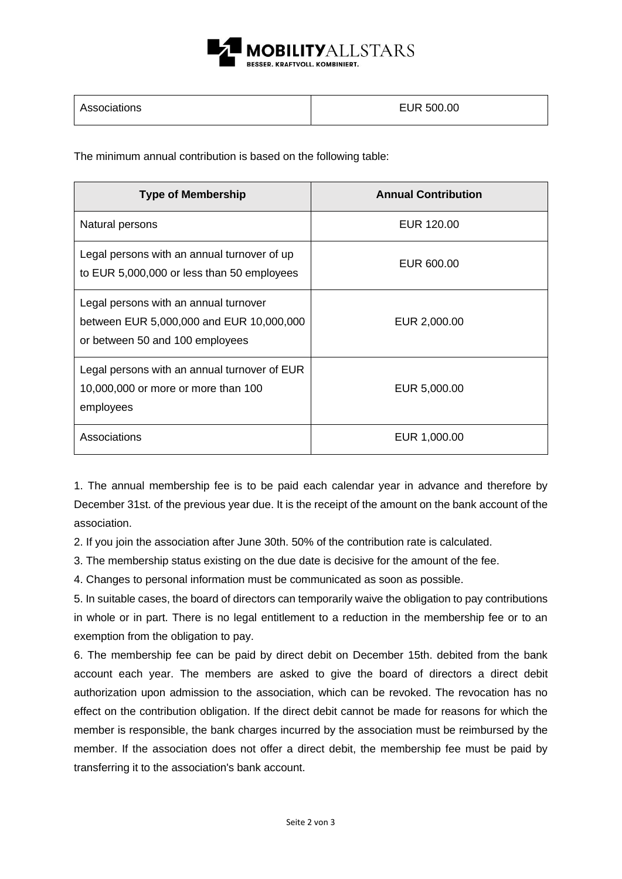| Associations | EUR 500.00 |
|---|---|

The minimum annual contribution is based on the following table:

| Type of Membership | Annual Contribution |
|---|---|
| Natural persons | EUR 120.00 |
| Legal persons with an annual turnover of up to EUR 5,000,000 or less than 50 employees | EUR 600.00 |
| Legal persons with an annual turnover between EUR 5,000,000 and EUR 10,000,000 or between 50 and 100 employees | EUR 2,000.00 |
| Legal persons with an annual turnover of EUR 10,000,000 or more or more than 100 employees | EUR 5,000.00 |
| Associations | EUR 1,000.00 |

1. The annual membership fee is to be paid each calendar year in advance and therefore by December 31st. of the previous year due. It is the receipt of the amount on the bank account of the association.
2. If you join the association after June 30th. 50% of the contribution rate is calculated.
3. The membership status existing on the due date is decisive for the amount of the fee.
4. Changes to personal information must be communicated as soon as possible.
5. In suitable cases, the board of directors can temporarily waive the obligation to pay contributions in whole or in part. There is no legal entitlement to a reduction in the membership fee or to an exemption from the obligation to pay.
6. The membership fee can be paid by direct debit on December 15th. debited from the bank account each year. The members are asked to give the board of directors a direct debit authorization upon admission to the association, which can be revoked. The revocation has no effect on the contribution obligation. If the direct debit cannot be made for reasons for which the member is responsible, the bank charges incurred by the association must be reimbursed by the member. If the association does not offer a direct debit, the membership fee must be paid by transferring it to the association's bank account.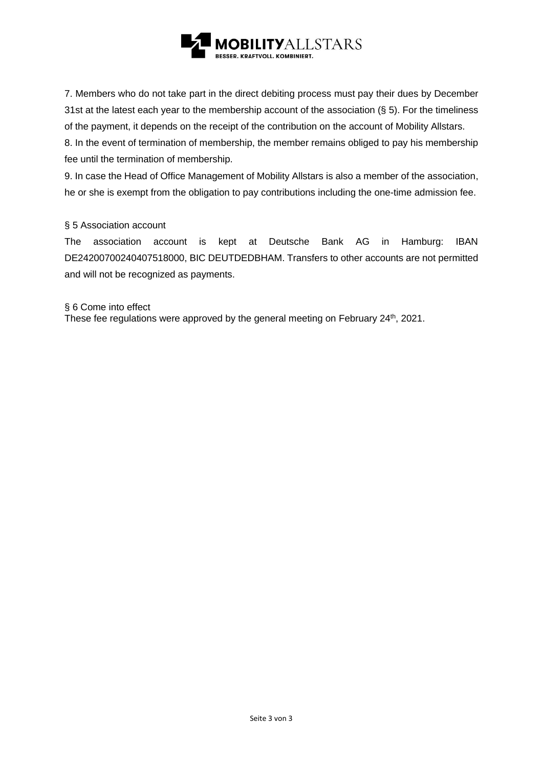7. Members who do not take part in the direct debiting process must pay their dues by December 31st at the latest each year to the membership account of the association (§ 5). For the timeliness of the payment, it depends on the receipt of the contribution on the account of Mobility Allstars.
8. In the event of termination of membership, the member remains obliged to pay his membership fee until the termination of membership.
9. In case the Head of Office Management of Mobility Allstars is also a member of the association, he or she is exempt from the obligation to pay contributions including the one-time admission fee.

§ 5 Association account

The association account is kept at Deutsche Bank AG in Hamburg: IBAN DE24200700240407518000, BIC DEUTDEDBHAM. Transfers to other accounts are not permitted and will not be recognized as payments.

§ 6 Come into effect

These fee regulations were approved by the general meeting on February 24th, 2021.